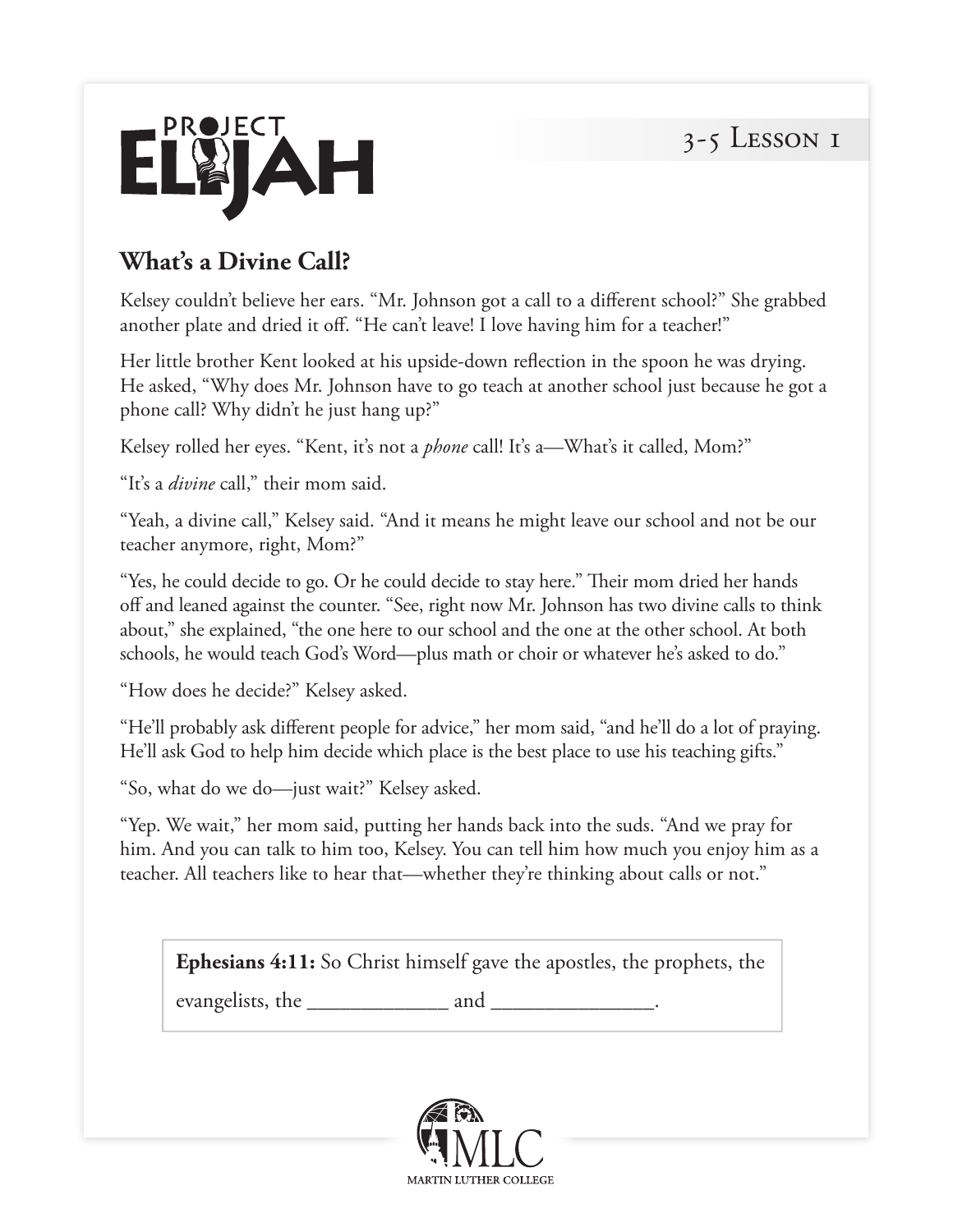PROJECT ELIJAH

3-5 Lesson 1

## What's a Divine Call?

Kelsey couldn't believe her ears. "Mr. Johnson got a call to a different school?" She grabbed another plate and dried it off. "He can't leave! I love having him for a teacher!"

Her little brother Kent looked at his upside-down reflection in the spoon he was drying. He asked, "Why does Mr. Johnson have to go teach at another school just because he got a phone call? Why didn't he just hang up?"

Kelsey rolled her eyes. "Kent, it's not a *phone* call! It's a—What's it called, Mom?"

"It's a *divine* call," their mom said.

"Yeah, a divine call," Kelsey said. "And it means he might leave our school and not be our teacher anymore, right, Mom?"

"Yes, he could decide to go. Or he could decide to stay here." Their mom dried her hands off and leaned against the counter. "See, right now Mr. Johnson has two divine calls to think about," she explained, "the one here to our school and the one at the other school. At both schools, he would teach God's Word—plus math or choir or whatever he's asked to do."

"How does he decide?" Kelsey asked.

"He'll probably ask different people for advice," her mom said, "and he'll do a lot of praying. He'll ask God to help him decide which place is the best place to use his teaching gifts."

"So, what do we do—just wait?" Kelsey asked.

"Yep. We wait," her mom said, putting her hands back into the suds. "And we pray for him. And you can talk to him too, Kelsey. You can tell him how much you enjoy him as a teacher. All teachers like to hear that—whether they're thinking about calls or not."

**Ephesians 4:11:** So Christ himself gave the apostles, the prophets, the evangelists, the _____________ and _______________.

MLC
MARTIN LUTHER COLLEGE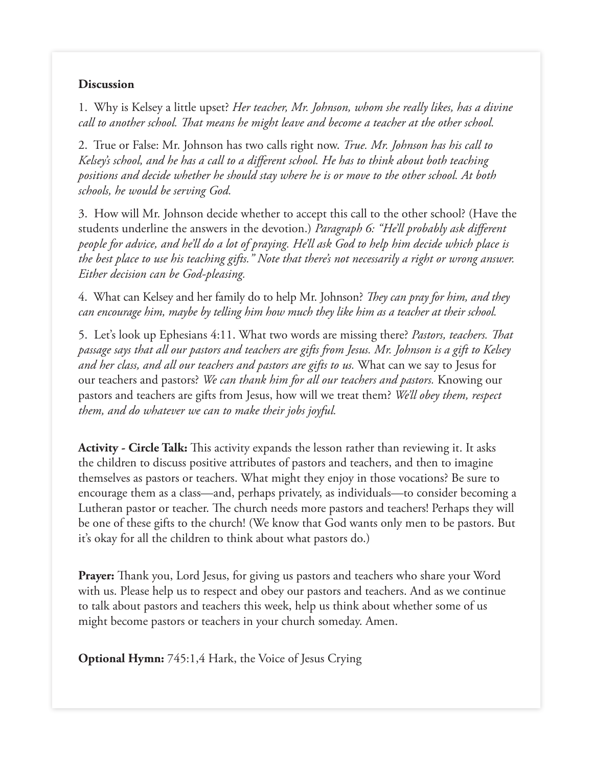**Discussion**

1. Why is Kelsey a little upset? *Her teacher, Mr. Johnson, whom she really likes, has a divine call to another school. That means he might leave and become a teacher at the other school.*

2. True or False: Mr. Johnson has two calls right now. *True. Mr. Johnson has his call to Kelsey's school, and he has a call to a different school. He has to think about both teaching positions and decide whether he should stay where he is or move to the other school. At both schools, he would be serving God.*

3. How will Mr. Johnson decide whether to accept this call to the other school? (Have the students underline the answers in the devotion.) *Paragraph 6: "He'll probably ask different people for advice, and he'll do a lot of praying. He'll ask God to help him decide which place is the best place to use his teaching gifts." Note that there's not necessarily a right or wrong answer. Either decision can be God-pleasing.*

4. What can Kelsey and her family do to help Mr. Johnson? *They can pray for him, and they can encourage him, maybe by telling him how much they like him as a teacher at their school.*

5. Let's look up Ephesians 4:11. What two words are missing there? *Pastors, teachers. That passage says that all our pastors and teachers are gifts from Jesus. Mr. Johnson is a gift to Kelsey and her class, and all our teachers and pastors are gifts to us.* What can we say to Jesus for our teachers and pastors? *We can thank him for all our teachers and pastors.* Knowing our pastors and teachers are gifts from Jesus, how will we treat them? *We'll obey them, respect them, and do whatever we can to make their jobs joyful.*

**Activity - Circle Talk:** This activity expands the lesson rather than reviewing it. It asks the children to discuss positive attributes of pastors and teachers, and then to imagine themselves as pastors or teachers. What might they enjoy in those vocations? Be sure to encourage them as a class—and, perhaps privately, as individuals—to consider becoming a Lutheran pastor or teacher. The church needs more pastors and teachers! Perhaps they will be one of these gifts to the church! (We know that God wants only men to be pastors. But it's okay for all the children to think about what pastors do.)

**Prayer:** Thank you, Lord Jesus, for giving us pastors and teachers who share your Word with us. Please help us to respect and obey our pastors and teachers. And as we continue to talk about pastors and teachers this week, help us think about whether some of us might become pastors or teachers in your church someday. Amen.

**Optional Hymn:** 745:1,4 Hark, the Voice of Jesus Crying